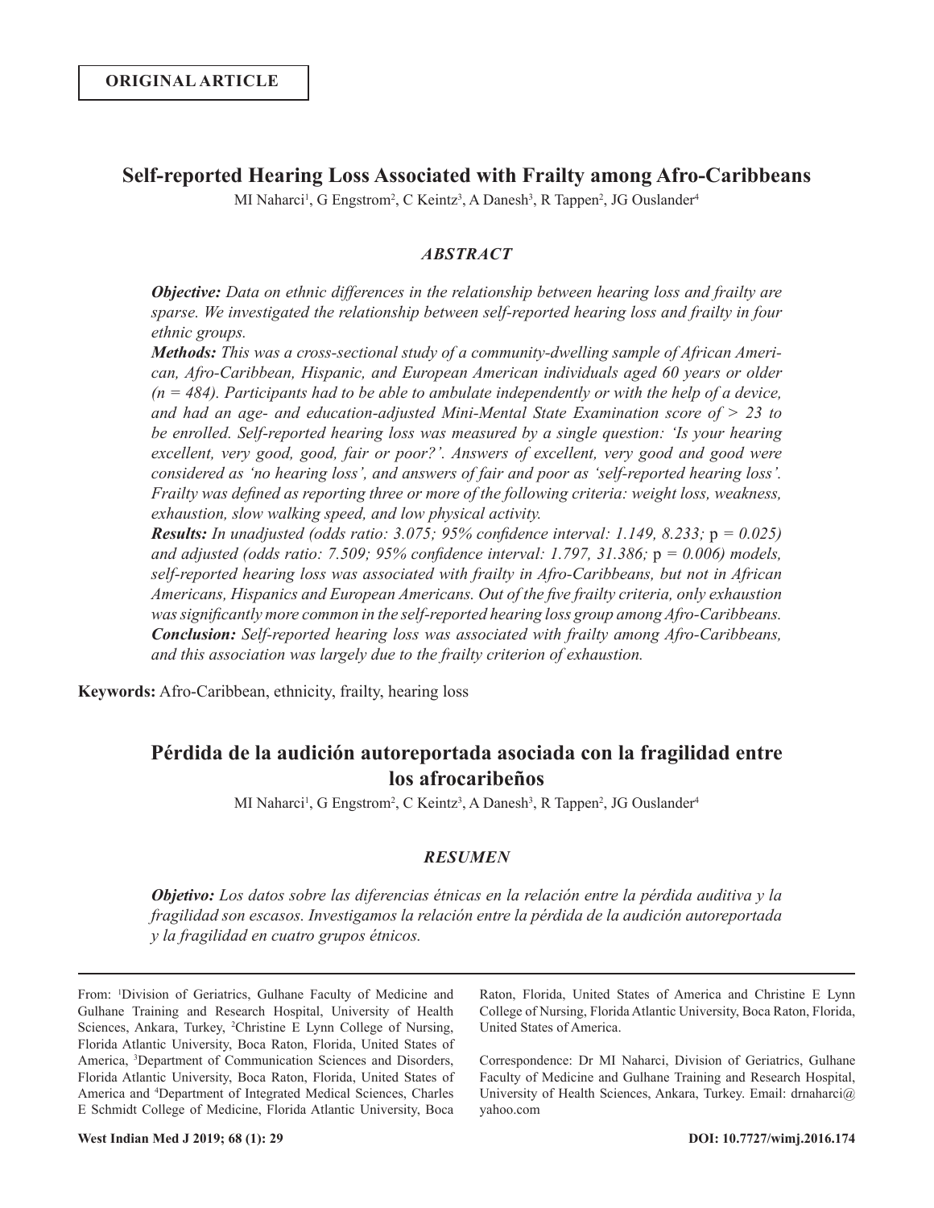**ORIGINAL ARTICLE**

# Self-reported Hearing Loss Associated with Frailty among Afro-Caribbeans

MI Naharci[1], G Engstrom[2], C Keintz[3], A Danesh[3], R Tappen[2], JG Ouslander[4]

### *ABSTRACT*

***Objective:*** *Data on ethnic differences in the relationship between hearing loss and frailty are sparse. We investigated the relationship between self-reported hearing loss and frailty in four ethnic groups.*

***Methods:*** *This was a cross-sectional study of a community-dwelling sample of African American, Afro-Caribbean, Hispanic, and European American individuals aged 60 years or older (n = 484). Participants had to be able to ambulate independently or with the help of a device, and had an age- and education-adjusted Mini-Mental State Examination score of > 23 to be enrolled. Self-reported hearing loss was measured by a single question: 'Is your hearing excellent, very good, good, fair or poor?'. Answers of excellent, very good and good were considered as 'no hearing loss', and answers of fair and poor as 'self-reported hearing loss'. Frailty was defined as reporting three or more of the following criteria: weight loss, weakness, exhaustion, slow walking speed, and low physical activity.*

***Results:*** *In unadjusted (odds ratio: 3.075; 95% confidence interval: 1.149, 8.233;* p *= 0.025) and adjusted (odds ratio: 7.509; 95% confidence interval: 1.797, 31.386;* p *= 0.006) models, self-reported hearing loss was associated with frailty in Afro-Caribbeans, but not in African Americans, Hispanics and European Americans. Out of the five frailty criteria, only exhaustion was significantly more common in the self-reported hearing loss group among Afro-Caribbeans.*

***Conclusion:*** *Self-reported hearing loss was associated with frailty among Afro-Caribbeans, and this association was largely due to the frailty criterion of exhaustion.*

**Keywords:** Afro-Caribbean, ethnicity, frailty, hearing loss

# Pérdida de la audición autoreportada asociada con la fragilidad entre los afrocaribeños

MI Naharci[1], G Engstrom[2], C Keintz[3], A Danesh[3], R Tappen[2], JG Ouslander[4]

### *RESUMEN*

***Objetivo:*** *Los datos sobre las diferencias étnicas en la relación entre la pérdida auditiva y la fragilidad son escasos. Investigamos la relación entre la pérdida de la audición autoreportada y la fragilidad en cuatro grupos étnicos.*

---

From: [1]Division of Geriatrics, Gulhane Faculty of Medicine and Gulhane Training and Research Hospital, University of Health Sciences, Ankara, Turkey, [2]Christine E Lynn College of Nursing, Florida Atlantic University, Boca Raton, Florida, United States of America, [3]Department of Communication Sciences and Disorders, Florida Atlantic University, Boca Raton, Florida, United States of America and [4]Department of Integrated Medical Sciences, Charles E Schmidt College of Medicine, Florida Atlantic University, Boca Raton, Florida, United States of America and Christine E Lynn College of Nursing, Florida Atlantic University, Boca Raton, Florida, United States of America.

Correspondence: Dr MI Naharci, Division of Geriatrics, Gulhane Faculty of Medicine and Gulhane Training and Research Hospital, University of Health Sciences, Ankara, Turkey. Email: drnaharci@yahoo.com

West Indian Med J 2019; 68 (1): 29 DOI: 10.7727/wimj.2016.174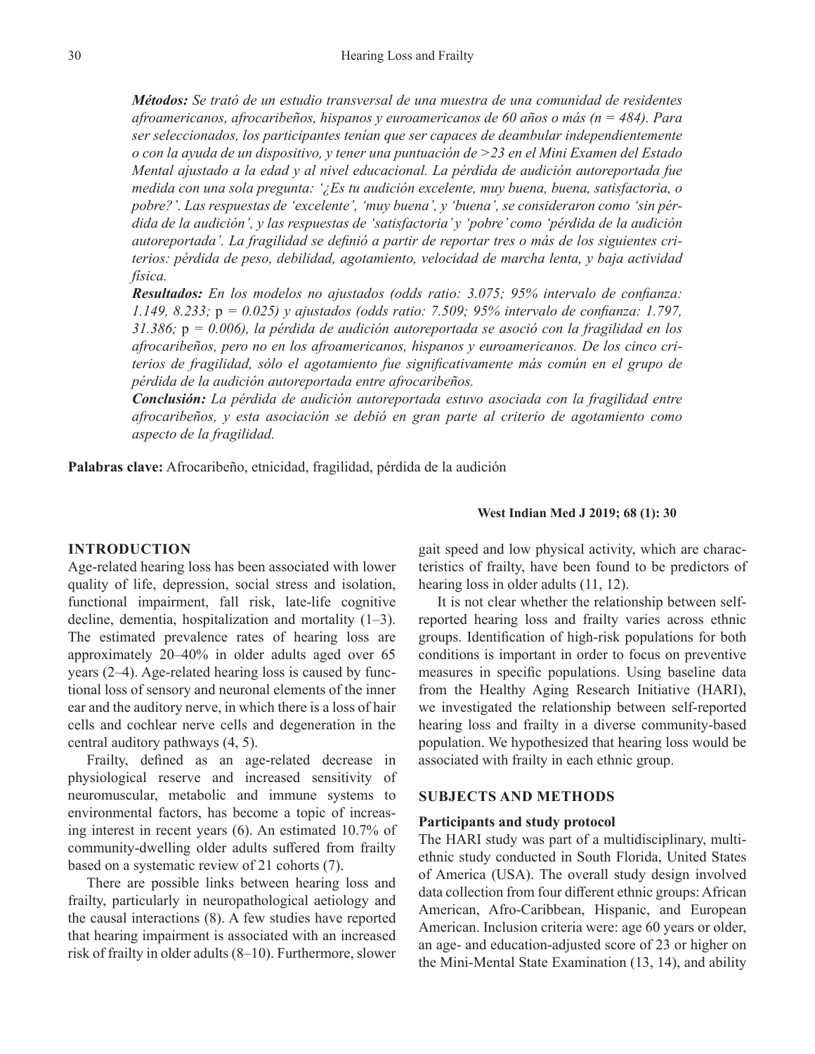***Métodos:*** *Se trató de un estudio transversal de una muestra de una comunidad de residentes afroamericanos, afrocaribeños, hispanos y euroamericanos de 60 años o más (n = 484). Para ser seleccionados, los participantes tenían que ser capaces de deambular independientemente o con la ayuda de un dispositivo, y tener una puntuación de >23 en el Mini Examen del Estado Mental ajustado a la edad y al nivel educacional. La pérdida de audición autoreportada fue medida con una sola pregunta: '¿Es tu audición excelente, muy buena, buena, satisfactoria, o pobre?'. Las respuestas de 'excelente', 'muy buena', y 'buena', se consideraron como 'sin pérdida de la audición', y las respuestas de 'satisfactoria' y 'pobre' como 'pérdida de la audición autoreportada'. La fragilidad se definió a partir de reportar tres o más de los siguientes criterios: pérdida de peso, debilidad, agotamiento, velocidad de marcha lenta, y baja actividad física.*

***Resultados:*** *En los modelos no ajustados (odds ratio: 3.075; 95% intervalo de confianza: 1.149, 8.233;* p *= 0.025) y ajustados (odds ratio: 7.509; 95% intervalo de confianza: 1.797, 31.386;* p *= 0.006), la pérdida de audición autoreportada se asoció con la fragilidad en los afrocaribeños, pero no en los afroamericanos, hispanos y euroamericanos. De los cinco criterios de fragilidad, sólo el agotamiento fue significativamente más común en el grupo de pérdida de la audición autoreportada entre afrocaribeños.*

***Conclusión:*** *La pérdida de audición autoreportada estuvo asociada con la fragilidad entre afrocaribeños, y esta asociación se debió en gran parte al criterio de agotamiento como aspecto de la fragilidad.*

**Palabras clave:** Afrocaribeño, etnicidad, fragilidad, pérdida de la audición

## INTRODUCTION

Age-related hearing loss has been associated with lower quality of life, depression, social stress and isolation, functional impairment, fall risk, late-life cognitive decline, dementia, hospitalization and mortality (1–3). The estimated prevalence rates of hearing loss are approximately 20–40% in older adults aged over 65 years (2–4). Age-related hearing loss is caused by functional loss of sensory and neuronal elements of the inner ear and the auditory nerve, in which there is a loss of hair cells and cochlear nerve cells and degeneration in the central auditory pathways (4, 5).

Frailty, defined as an age-related decrease in physiological reserve and increased sensitivity of neuromuscular, metabolic and immune systems to environmental factors, has become a topic of increasing interest in recent years (6). An estimated 10.7% of community-dwelling older adults suffered from frailty based on a systematic review of 21 cohorts (7).

There are possible links between hearing loss and frailty, particularly in neuropathological aetiology and the causal interactions (8). A few studies have reported that hearing impairment is associated with an increased risk of frailty in older adults (8–10). Furthermore, slower gait speed and low physical activity, which are characteristics of frailty, have been found to be predictors of hearing loss in older adults (11, 12).

It is not clear whether the relationship between self-reported hearing loss and frailty varies across ethnic groups. Identification of high-risk populations for both conditions is important in order to focus on preventive measures in specific populations. Using baseline data from the Healthy Aging Research Initiative (HARI), we investigated the relationship between self-reported hearing loss and frailty in a diverse community-based population. We hypothesized that hearing loss would be associated with frailty in each ethnic group.

## SUBJECTS AND METHODS

### Participants and study protocol

The HARI study was part of a multidisciplinary, multi-ethnic study conducted in South Florida, United States of America (USA). The overall study design involved data collection from four different ethnic groups: African American, Afro-Caribbean, Hispanic, and European American. Inclusion criteria were: age 60 years or older, an age- and education-adjusted score of 23 or higher on the Mini-Mental State Examination (13, 14), and ability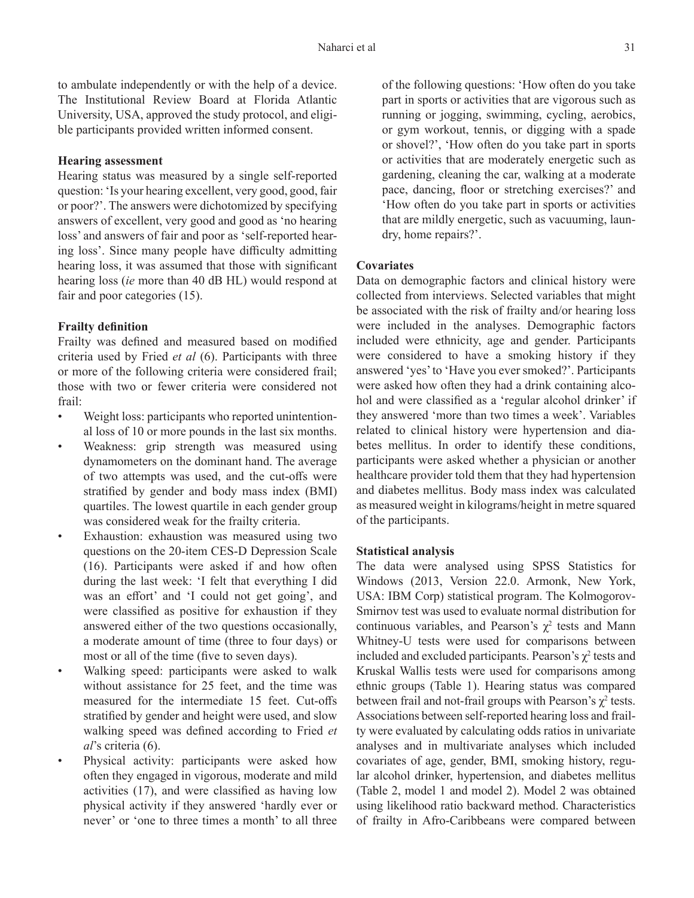to ambulate independently or with the help of a device. The Institutional Review Board at Florida Atlantic University, USA, approved the study protocol, and eligible participants provided written informed consent.

**Hearing assessment**

Hearing status was measured by a single self-reported question: 'Is your hearing excellent, very good, good, fair or poor?'. The answers were dichotomized by specifying answers of excellent, very good and good as 'no hearing loss' and answers of fair and poor as 'self-reported hearing loss'. Since many people have difficulty admitting hearing loss, it was assumed that those with significant hearing loss (*ie* more than 40 dB HL) would respond at fair and poor categories (15).

**Frailty definition**

Frailty was defined and measured based on modified criteria used by Fried *et al* (6). Participants with three or more of the following criteria were considered frail; those with two or fewer criteria were considered not frail:

- Weight loss: participants who reported unintentional loss of 10 or more pounds in the last six months.
- Weakness: grip strength was measured using dynamometers on the dominant hand. The average of two attempts was used, and the cut-offs were stratified by gender and body mass index (BMI) quartiles. The lowest quartile in each gender group was considered weak for the frailty criteria.
- Exhaustion: exhaustion was measured using two questions on the 20-item CES-D Depression Scale (16). Participants were asked if and how often during the last week: 'I felt that everything I did was an effort' and 'I could not get going', and were classified as positive for exhaustion if they answered either of the two questions occasionally, a moderate amount of time (three to four days) or most or all of the time (five to seven days).
- Walking speed: participants were asked to walk without assistance for 25 feet, and the time was measured for the intermediate 15 feet. Cut-offs stratified by gender and height were used, and slow walking speed was defined according to Fried *et al*'s criteria (6).
- Physical activity: participants were asked how often they engaged in vigorous, moderate and mild activities (17), and were classified as having low physical activity if they answered 'hardly ever or never' or 'one to three times a month' to all three of the following questions: 'How often do you take part in sports or activities that are vigorous such as running or jogging, swimming, cycling, aerobics, or gym workout, tennis, or digging with a spade or shovel?', 'How often do you take part in sports or activities that are moderately energetic such as gardening, cleaning the car, walking at a moderate pace, dancing, floor or stretching exercises?' and 'How often do you take part in sports or activities that are mildly energetic, such as vacuuming, laundry, home repairs?'.

**Covariates**

Data on demographic factors and clinical history were collected from interviews. Selected variables that might be associated with the risk of frailty and/or hearing loss were included in the analyses. Demographic factors included were ethnicity, age and gender. Participants were considered to have a smoking history if they answered 'yes' to 'Have you ever smoked?'. Participants were asked how often they had a drink containing alcohol and were classified as a 'regular alcohol drinker' if they answered 'more than two times a week'. Variables related to clinical history were hypertension and diabetes mellitus. In order to identify these conditions, participants were asked whether a physician or another healthcare provider told them that they had hypertension and diabetes mellitus. Body mass index was calculated as measured weight in kilograms/height in metre squared of the participants.

**Statistical analysis**

The data were analysed using SPSS Statistics for Windows (2013, Version 22.0. Armonk, New York, USA: IBM Corp) statistical program. The Kolmogorov-Smirnov test was used to evaluate normal distribution for continuous variables, and Pearson's $\chi^2$ tests and Mann Whitney-U tests were used for comparisons between included and excluded participants. Pearson's $\chi^2$ tests and Kruskal Wallis tests were used for comparisons among ethnic groups (Table 1). Hearing status was compared between frail and not-frail groups with Pearson's $\chi^2$ tests. Associations between self-reported hearing loss and frailty were evaluated by calculating odds ratios in univariate analyses and in multivariate analyses which included covariates of age, gender, BMI, smoking history, regular alcohol drinker, hypertension, and diabetes mellitus (Table 2, model 1 and model 2). Model 2 was obtained using likelihood ratio backward method. Characteristics of frailty in Afro-Caribbeans were compared between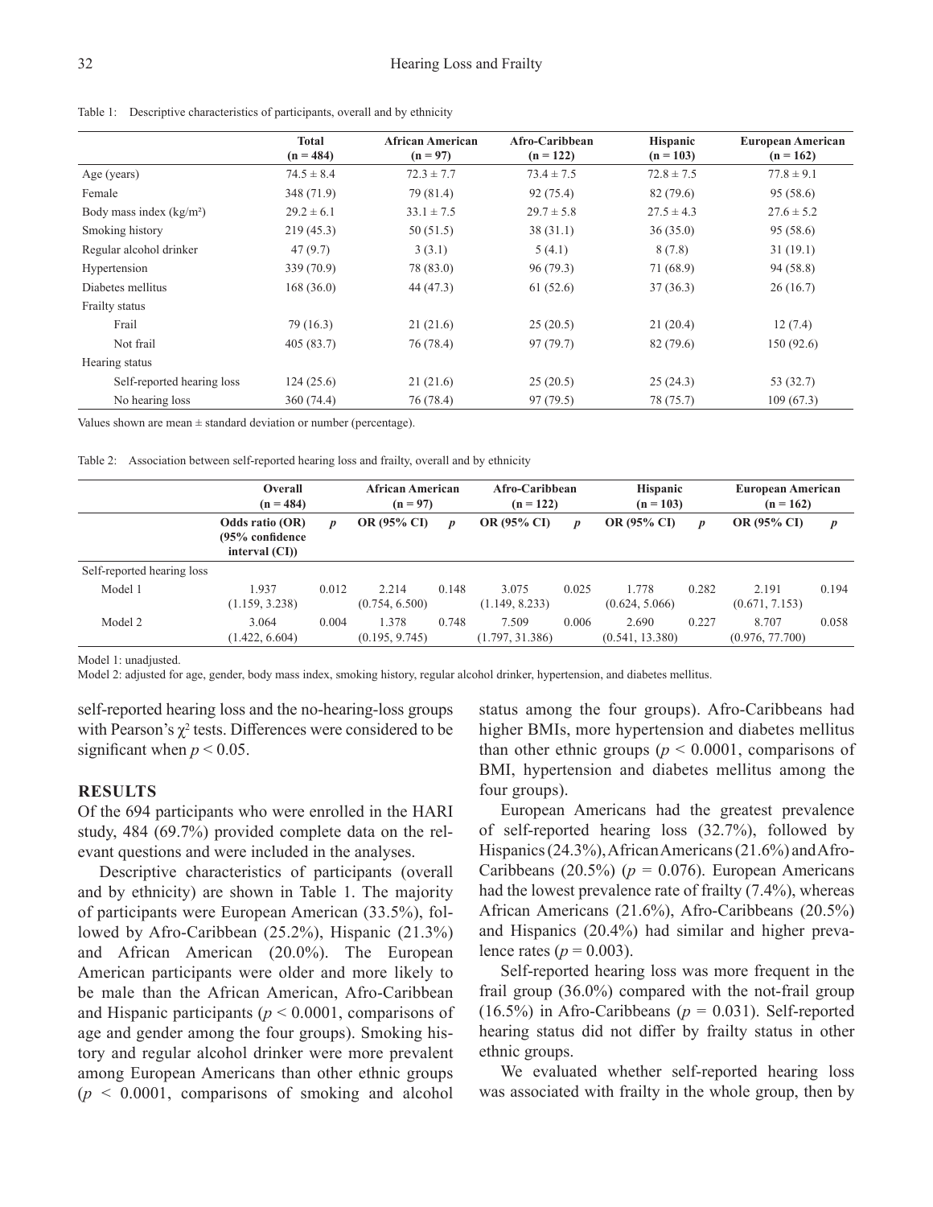Table 1: Descriptive characteristics of participants, overall and by ethnicity

| | Total (n = 484) | African American (n = 97) | Afro-Caribbean (n = 122) | Hispanic (n = 103) | European American (n = 162) |
|---|---|---|---|---|---|
| Age (years) | 74.5 ± 8.4 | 72.3 ± 7.7 | 73.4 ± 7.5 | 72.8 ± 7.5 | 77.8 ± 9.1 |
| Female | 348 (71.9) | 79 (81.4) | 92 (75.4) | 82 (79.6) | 95 (58.6) |
| Body mass index (kg/m²) | 29.2 ± 6.1 | 33.1 ± 7.5 | 29.7 ± 5.8 | 27.5 ± 4.3 | 27.6 ± 5.2 |
| Smoking history | 219 (45.3) | 50 (51.5) | 38 (31.1) | 36 (35.0) | 95 (58.6) |
| Regular alcohol drinker | 47 (9.7) | 3 (3.1) | 5 (4.1) | 8 (7.8) | 31 (19.1) |
| Hypertension | 339 (70.9) | 78 (83.0) | 96 (79.3) | 71 (68.9) | 94 (58.8) |
| Diabetes mellitus | 168 (36.0) | 44 (47.3) | 61 (52.6) | 37 (36.3) | 26 (16.7) |
| Frailty status | | | | | |
| Frail | 79 (16.3) | 21 (21.6) | 25 (20.5) | 21 (20.4) | 12 (7.4) |
| Not frail | 405 (83.7) | 76 (78.4) | 97 (79.7) | 82 (79.6) | 150 (92.6) |
| Hearing status | | | | | |
| Self-reported hearing loss | 124 (25.6) | 21 (21.6) | 25 (20.5) | 25 (24.3) | 53 (32.7) |
| No hearing loss | 360 (74.4) | 76 (78.4) | 97 (79.5) | 78 (75.7) | 109 (67.3) |

Values shown are mean ± standard deviation or number (percentage).

Table 2: Association between self-reported hearing loss and frailty, overall and by ethnicity

| | Overall (n = 484) | | African American (n = 97) | | Afro-Caribbean (n = 122) | | Hispanic (n = 103) | | European American (n = 162) | |
|---|---|---|---|---|---|---|---|---|---|---|
| | **Odds ratio (OR) (95% confidence interval (CI))** | ***p*** | **OR (95% CI)** | ***p*** | **OR (95% CI)** | ***p*** | **OR (95% CI)** | ***p*** | **OR (95% CI)** | ***p*** |
| Self-reported hearing loss | | | | | | | | | | |
| Model 1 | 1.937 (1.159, 3.238) | 0.012 | 2.214 (0.754, 6.500) | 0.148 | 3.075 (1.149, 8.233) | 0.025 | 1.778 (0.624, 5.066) | 0.282 | 2.191 (0.671, 7.153) | 0.194 |
| Model 2 | 3.064 (1.422, 6.604) | 0.004 | 1.378 (0.195, 9.745) | 0.748 | 7.509 (1.797, 31.386) | 0.006 | 2.690 (0.541, 13.380) | 0.227 | 8.707 (0.976, 77.700) | 0.058 |

Model 1: unadjusted.
Model 2: adjusted for age, gender, body mass index, smoking history, regular alcohol drinker, hypertension, and diabetes mellitus.

self-reported hearing loss and the no-hearing-loss groups with Pearson's $\chi^2$ tests. Differences were considered to be significant when $p < 0.05$.

## RESULTS

Of the 694 participants who were enrolled in the HARI study, 484 (69.7%) provided complete data on the relevant questions and were included in the analyses.

Descriptive characteristics of participants (overall and by ethnicity) are shown in Table 1. The majority of participants were European American (33.5%), followed by Afro-Caribbean (25.2%), Hispanic (21.3%) and African American (20.0%). The European American participants were older and more likely to be male than the African American, Afro-Caribbean and Hispanic participants ($p < 0.0001$, comparisons of age and gender among the four groups). Smoking history and regular alcohol drinker were more prevalent among European Americans than other ethnic groups ($p < 0.0001$, comparisons of smoking and alcohol status among the four groups). Afro-Caribbeans had higher BMIs, more hypertension and diabetes mellitus than other ethnic groups ($p < 0.0001$, comparisons of BMI, hypertension and diabetes mellitus among the four groups).

European Americans had the greatest prevalence of self-reported hearing loss (32.7%), followed by Hispanics (24.3%), African Americans (21.6%) and Afro-Caribbeans (20.5%) ($p = 0.076$). European Americans had the lowest prevalence rate of frailty (7.4%), whereas African Americans (21.6%), Afro-Caribbeans (20.5%) and Hispanics (20.4%) had similar and higher prevalence rates ($p = 0.003$).

Self-reported hearing loss was more frequent in the frail group (36.0%) compared with the not-frail group (16.5%) in Afro-Caribbeans ($p = 0.031$). Self-reported hearing status did not differ by frailty status in other ethnic groups.

We evaluated whether self-reported hearing loss was associated with frailty in the whole group, then by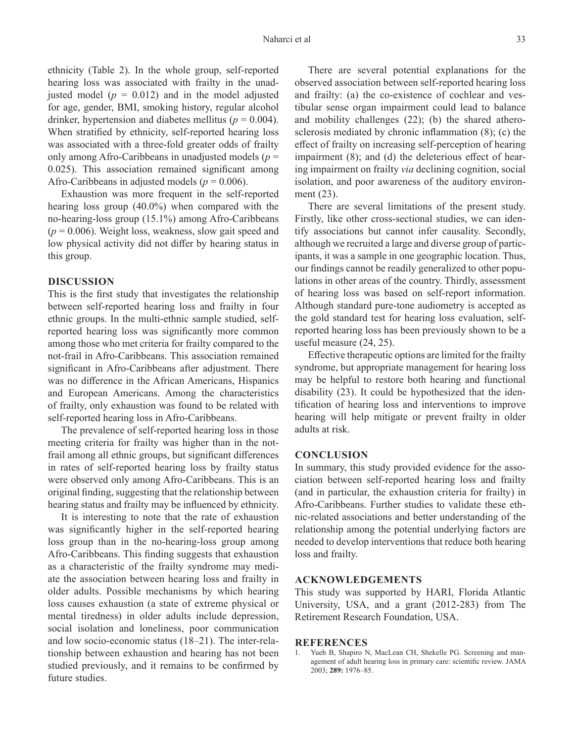ethnicity (Table 2). In the whole group, self-reported hearing loss was associated with frailty in the unadjusted model ($p = 0.012$) and in the model adjusted for age, gender, BMI, smoking history, regular alcohol drinker, hypertension and diabetes mellitus ($p = 0.004$). When stratified by ethnicity, self-reported hearing loss was associated with a three-fold greater odds of frailty only among Afro-Caribbeans in unadjusted models ($p = 0.025$). This association remained significant among Afro-Caribbeans in adjusted models ($p = 0.006$).

Exhaustion was more frequent in the self-reported hearing loss group (40.0%) when compared with the no-hearing-loss group (15.1%) among Afro-Caribbeans ($p = 0.006$). Weight loss, weakness, slow gait speed and low physical activity did not differ by hearing status in this group.

## DISCUSSION

This is the first study that investigates the relationship between self-reported hearing loss and frailty in four ethnic groups. In the multi-ethnic sample studied, self-reported hearing loss was significantly more common among those who met criteria for frailty compared to the not-frail in Afro-Caribbeans. This association remained significant in Afro-Caribbeans after adjustment. There was no difference in the African Americans, Hispanics and European Americans. Among the characteristics of frailty, only exhaustion was found to be related with self-reported hearing loss in Afro-Caribbeans.

The prevalence of self-reported hearing loss in those meeting criteria for frailty was higher than in the not-frail among all ethnic groups, but significant differences in rates of self-reported hearing loss by frailty status were observed only among Afro-Caribbeans. This is an original finding, suggesting that the relationship between hearing status and frailty may be influenced by ethnicity.

It is interesting to note that the rate of exhaustion was significantly higher in the self-reported hearing loss group than in the no-hearing-loss group among Afro-Caribbeans. This finding suggests that exhaustion as a characteristic of the frailty syndrome may mediate the association between hearing loss and frailty in older adults. Possible mechanisms by which hearing loss causes exhaustion (a state of extreme physical or mental tiredness) in older adults include depression, social isolation and loneliness, poor communication and low socio-economic status (18–21). The inter-relationship between exhaustion and hearing has not been studied previously, and it remains to be confirmed by future studies.

There are several potential explanations for the observed association between self-reported hearing loss and frailty: (a) the co-existence of cochlear and vestibular sense organ impairment could lead to balance and mobility challenges (22); (b) the shared atherosclerosis mediated by chronic inflammation (8); (c) the effect of frailty on increasing self-perception of hearing impairment (8); and (d) the deleterious effect of hearing impairment on frailty *via* declining cognition, social isolation, and poor awareness of the auditory environment (23).

There are several limitations of the present study. Firstly, like other cross-sectional studies, we can identify associations but cannot infer causality. Secondly, although we recruited a large and diverse group of participants, it was a sample in one geographic location. Thus, our findings cannot be readily generalized to other populations in other areas of the country. Thirdly, assessment of hearing loss was based on self-report information. Although standard pure-tone audiometry is accepted as the gold standard test for hearing loss evaluation, self-reported hearing loss has been previously shown to be a useful measure (24, 25).

Effective therapeutic options are limited for the frailty syndrome, but appropriate management for hearing loss may be helpful to restore both hearing and functional disability (23). It could be hypothesized that the identification of hearing loss and interventions to improve hearing will help mitigate or prevent frailty in older adults at risk.

## CONCLUSION

In summary, this study provided evidence for the association between self-reported hearing loss and frailty (and in particular, the exhaustion criteria for frailty) in Afro-Caribbeans. Further studies to validate these ethnic-related associations and better understanding of the relationship among the potential underlying factors are needed to develop interventions that reduce both hearing loss and frailty.

## ACKNOWLEDGEMENTS

This study was supported by HARI, Florida Atlantic University, USA, and a grant (2012-283) from The Retirement Research Foundation, USA.

## REFERENCES

1. Yueh B, Shapiro N, MacLean CH, Shekelle PG. Screening and management of adult hearing loss in primary care: scientific review. JAMA 2003; **289:** 1976–85.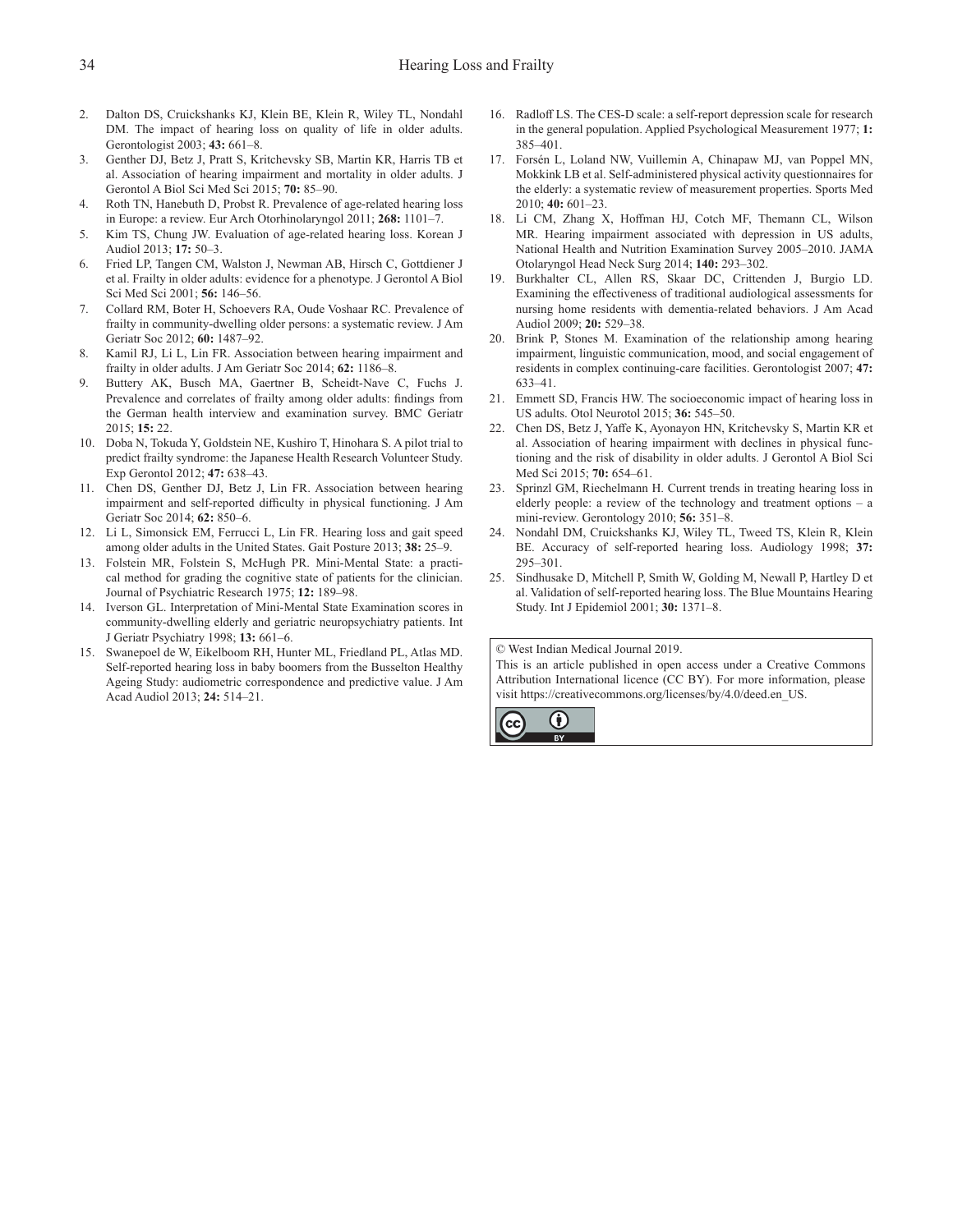2. Dalton DS, Cruickshanks KJ, Klein BE, Klein R, Wiley TL, Nondahl DM. The impact of hearing loss on quality of life in older adults. Gerontologist 2003; **43:** 661–8.
3. Genther DJ, Betz J, Pratt S, Kritchevsky SB, Martin KR, Harris TB et al. Association of hearing impairment and mortality in older adults. J Gerontol A Biol Sci Med Sci 2015; **70:** 85–90.
4. Roth TN, Hanebuth D, Probst R. Prevalence of age-related hearing loss in Europe: a review. Eur Arch Otorhinolaryngol 2011; **268:** 1101–7.
5. Kim TS, Chung JW. Evaluation of age-related hearing loss. Korean J Audiol 2013; **17:** 50–3.
6. Fried LP, Tangen CM, Walston J, Newman AB, Hirsch C, Gottdiener J et al. Frailty in older adults: evidence for a phenotype. J Gerontol A Biol Sci Med Sci 2001; **56:** 146–56.
7. Collard RM, Boter H, Schoevers RA, Oude Voshaar RC. Prevalence of frailty in community-dwelling older persons: a systematic review. J Am Geriatr Soc 2012; **60:** 1487–92.
8. Kamil RJ, Li L, Lin FR. Association between hearing impairment and frailty in older adults. J Am Geriatr Soc 2014; **62:** 1186–8.
9. Buttery AK, Busch MA, Gaertner B, Scheidt-Nave C, Fuchs J. Prevalence and correlates of frailty among older adults: findings from the German health interview and examination survey. BMC Geriatr 2015; **15:** 22.
10. Doba N, Tokuda Y, Goldstein NE, Kushiro T, Hinohara S. A pilot trial to predict frailty syndrome: the Japanese Health Research Volunteer Study. Exp Gerontol 2012; **47:** 638–43.
11. Chen DS, Genther DJ, Betz J, Lin FR. Association between hearing impairment and self-reported difficulty in physical functioning. J Am Geriatr Soc 2014; **62:** 850–6.
12. Li L, Simonsick EM, Ferrucci L, Lin FR. Hearing loss and gait speed among older adults in the United States. Gait Posture 2013; **38:** 25–9.
13. Folstein MR, Folstein S, McHugh PR. Mini-Mental State: a practical method for grading the cognitive state of patients for the clinician. Journal of Psychiatric Research 1975; **12:** 189–98.
14. Iverson GL. Interpretation of Mini-Mental State Examination scores in community-dwelling elderly and geriatric neuropsychiatry patients. Int J Geriatr Psychiatry 1998; **13:** 661–6.
15. Swanepoel de W, Eikelboom RH, Hunter ML, Friedland PL, Atlas MD. Self-reported hearing loss in baby boomers from the Busselton Healthy Ageing Study: audiometric correspondence and predictive value. J Am Acad Audiol 2013; **24:** 514–21.
16. Radloff LS. The CES-D scale: a self-report depression scale for research in the general population. Applied Psychological Measurement 1977; **1:** 385–401.
17. Forsén L, Loland NW, Vuillemin A, Chinapaw MJ, van Poppel MN, Mokkink LB et al. Self-administered physical activity questionnaires for the elderly: a systematic review of measurement properties. Sports Med 2010; **40:** 601–23.
18. Li CM, Zhang X, Hoffman HJ, Cotch MF, Themann CL, Wilson MR. Hearing impairment associated with depression in US adults, National Health and Nutrition Examination Survey 2005–2010. JAMA Otolaryngol Head Neck Surg 2014; **140:** 293–302.
19. Burkhalter CL, Allen RS, Skaar DC, Crittenden J, Burgio LD. Examining the effectiveness of traditional audiological assessments for nursing home residents with dementia-related behaviors. J Am Acad Audiol 2009; **20:** 529–38.
20. Brink P, Stones M. Examination of the relationship among hearing impairment, linguistic communication, mood, and social engagement of residents in complex continuing-care facilities. Gerontologist 2007; **47:** 633–41.
21. Emmett SD, Francis HW. The socioeconomic impact of hearing loss in US adults. Otol Neurotol 2015; **36:** 545–50.
22. Chen DS, Betz J, Yaffe K, Ayonayon HN, Kritchevsky S, Martin KR et al. Association of hearing impairment with declines in physical functioning and the risk of disability in older adults. J Gerontol A Biol Sci Med Sci 2015; **70:** 654–61.
23. Sprinzl GM, Riechelmann H. Current trends in treating hearing loss in elderly people: a review of the technology and treatment options – a mini-review. Gerontology 2010; **56:** 351–8.
24. Nondahl DM, Cruickshanks KJ, Wiley TL, Tweed TS, Klein R, Klein BE. Accuracy of self-reported hearing loss. Audiology 1998; **37:** 295–301.
25. Sindhusake D, Mitchell P, Smith W, Golding M, Newall P, Hartley D et al. Validation of self-reported hearing loss. The Blue Mountains Hearing Study. Int J Epidemiol 2001; **30:** 1371–8.

© West Indian Medical Journal 2019.
This is an article published in open access under a Creative Commons Attribution International licence (CC BY). For more information, please visit https://creativecommons.org/licenses/by/4.0/deed.en_US.